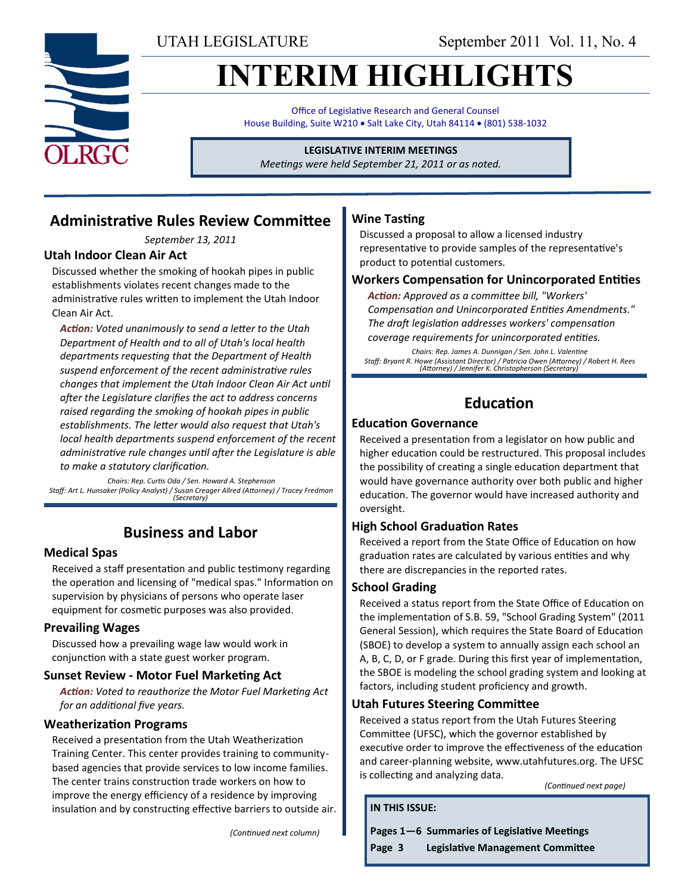UTAH LEGISLATURE

September 2011 Vol. 11, No. 4

# INTERIM HIGHLIGHTS

Office of Legislative Research and General Counsel
House Building, Suite W210 • Salt Lake City, Utah 84114 • (801) 538-1032

**LEGISLATIVE INTERIM MEETINGS**
*Meetings were held September 21, 2011 or as noted.*

## Administrative Rules Review Committee

*September 13, 2011*

### Utah Indoor Clean Air Act

Discussed whether the smoking of hookah pipes in public establishments violates recent changes made to the administrative rules written to implement the Utah Indoor Clean Air Act.

***Action:*** *Voted unanimously to send a letter to the Utah Department of Health and to all of Utah's local health departments requesting that the Department of Health suspend enforcement of the recent administrative rules changes that implement the Utah Indoor Clean Air Act until after the Legislature clarifies the act to address concerns raised regarding the smoking of hookah pipes in public establishments. The letter would also request that Utah's local health departments suspend enforcement of the recent administrative rule changes until after the Legislature is able to make a statutory clarification.*

*Chairs: Rep. Curtis Oda / Sen. Howard A. Stephenson*
*Staff: Art L. Hunsaker (Policy Analyst) / Susan Creager Allred (Attorney) / Tracey Fredman (Secretary)*

## Business and Labor

### Medical Spas

Received a staff presentation and public testimony regarding the operation and licensing of "medical spas." Information on supervision by physicians of persons who operate laser equipment for cosmetic purposes was also provided.

### Prevailing Wages

Discussed how a prevailing wage law would work in conjunction with a state guest worker program.

### Sunset Review - Motor Fuel Marketing Act

***Action:*** *Voted to reauthorize the Motor Fuel Marketing Act for an additional five years.*

### Weatherization Programs

Received a presentation from the Utah Weatherization Training Center. This center provides training to community-based agencies that provide services to low income families. The center trains construction trade workers on how to improve the energy efficiency of a residence by improving insulation and by constructing effective barriers to outside air.

### Wine Tasting

Discussed a proposal to allow a licensed industry representative to provide samples of the representative's product to potential customers.

### Workers Compensation for Unincorporated Entities

***Action:*** *Approved as a committee bill, "Workers' Compensation and Unincorporated Entities Amendments." The draft legislation addresses workers' compensation coverage requirements for unincorporated entities.*

*Chairs: Rep. James A. Dunnigan / Sen. John L. Valentine*
*Staff: Bryant R. Howe (Assistant Director) / Patricia Owen (Attorney) / Robert H. Rees (Attorney) / Jennifer K. Christopherson (Secretary)*

## Education

### Education Governance

Received a presentation from a legislator on how public and higher education could be restructured. This proposal includes the possibility of creating a single education department that would have governance authority over both public and higher education. The governor would have increased authority and oversight.

### High School Graduation Rates

Received a report from the State Office of Education on how graduation rates are calculated by various entities and why there are discrepancies in the reported rates.

### School Grading

Received a status report from the State Office of Education on the implementation of S.B. 59, "School Grading System" (2011 General Session), which requires the State Board of Education (SBOE) to develop a system to annually assign each school an A, B, C, D, or F grade. During this first year of implementation, the SBOE is modeling the school grading system and looking at factors, including student proficiency and growth.

### Utah Futures Steering Committee

Received a status report from the Utah Futures Steering Committee (UFSC), which the governor established by executive order to improve the effectiveness of the education and career-planning website, www.utahfutures.org. The UFSC is collecting and analyzing data.

*(Continued next page)*

**IN THIS ISSUE:**

**Pages 1—6 Summaries of Legislative Meetings**
**Page 3 Legislative Management Committee**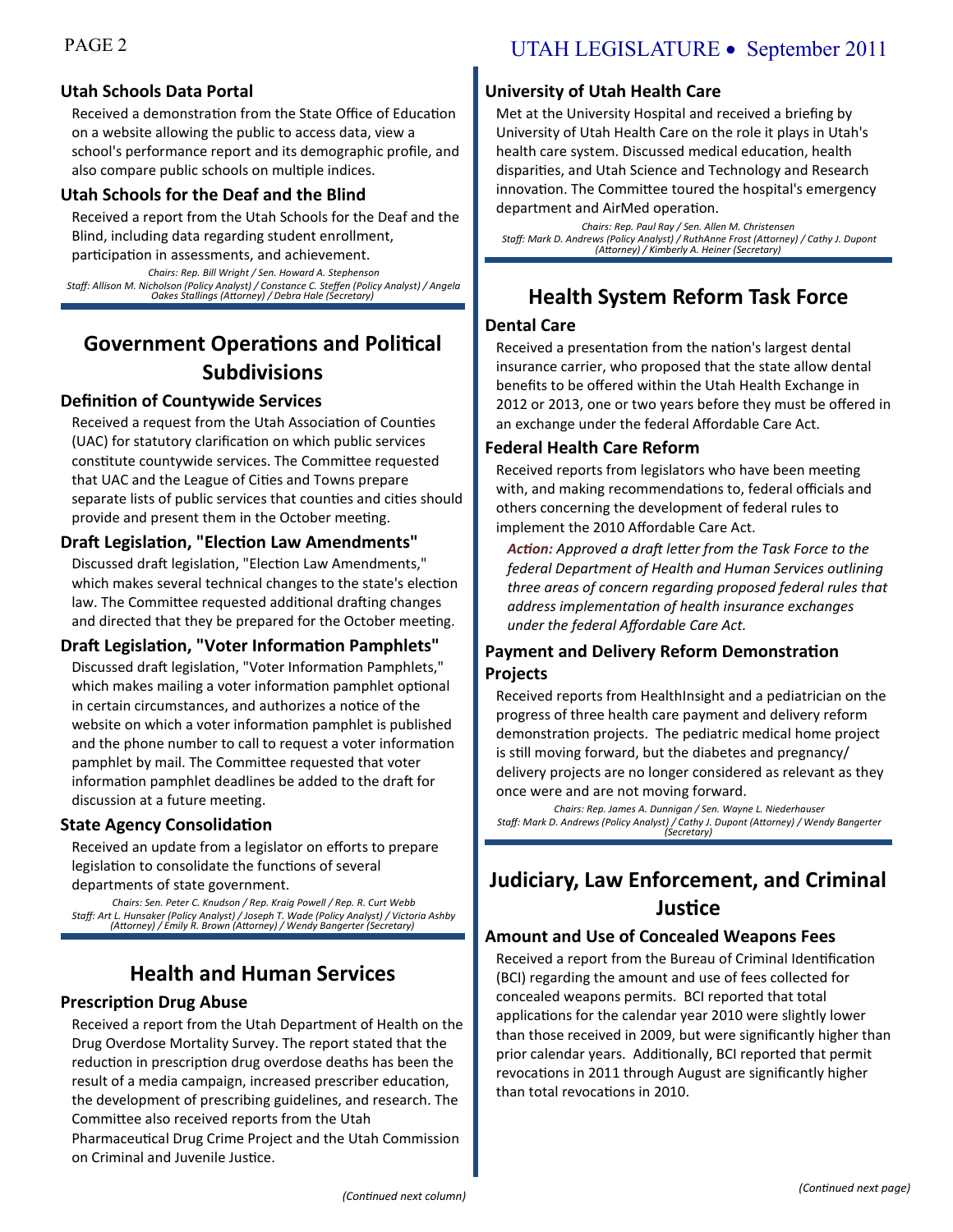### Utah Schools Data Portal

Received a demonstration from the State Office of Education on a website allowing the public to access data, view a school's performance report and its demographic profile, and also compare public schools on multiple indices.

### Utah Schools for the Deaf and the Blind

Received a report from the Utah Schools for the Deaf and the Blind, including data regarding student enrollment, participation in assessments, and achievement.

*Chairs: Rep. Bill Wright / Sen. Howard A. Stephenson*
*Staff: Allison M. Nicholson (Policy Analyst) / Constance C. Steffen (Policy Analyst) / Angela Oakes Stallings (Attorney) / Debra Hale (Secretary)*

## Government Operations and Political Subdivisions

### Definition of Countywide Services

Received a request from the Utah Association of Counties (UAC) for statutory clarification on which public services constitute countywide services. The Committee requested that UAC and the League of Cities and Towns prepare separate lists of public services that counties and cities should provide and present them in the October meeting.

### Draft Legislation, "Election Law Amendments"

Discussed draft legislation, "Election Law Amendments," which makes several technical changes to the state's election law. The Committee requested additional drafting changes and directed that they be prepared for the October meeting.

### Draft Legislation, "Voter Information Pamphlets"

Discussed draft legislation, "Voter Information Pamphlets," which makes mailing a voter information pamphlet optional in certain circumstances, and authorizes a notice of the website on which a voter information pamphlet is published and the phone number to call to request a voter information pamphlet by mail. The Committee requested that voter information pamphlet deadlines be added to the draft for discussion at a future meeting.

### State Agency Consolidation

Received an update from a legislator on efforts to prepare legislation to consolidate the functions of several departments of state government.

*Chairs: Sen. Peter C. Knudson / Rep. Kraig Powell / Rep. R. Curt Webb*
*Staff: Art L. Hunsaker (Policy Analyst) / Joseph T. Wade (Policy Analyst) / Victoria Ashby (Attorney) / Emily R. Brown (Attorney) / Wendy Bangerter (Secretary)*

## Health and Human Services

### Prescription Drug Abuse

Received a report from the Utah Department of Health on the Drug Overdose Mortality Survey. The report stated that the reduction in prescription drug overdose deaths has been the result of a media campaign, increased prescriber education, the development of prescribing guidelines, and research. The Committee also received reports from the Utah Pharmaceutical Drug Crime Project and the Utah Commission on Criminal and Juvenile Justice.

### University of Utah Health Care

Met at the University Hospital and received a briefing by University of Utah Health Care on the role it plays in Utah's health care system. Discussed medical education, health disparities, and Utah Science and Technology and Research innovation. The Committee toured the hospital's emergency department and AirMed operation.

*Chairs: Rep. Paul Ray / Sen. Allen M. Christensen*
*Staff: Mark D. Andrews (Policy Analyst) / RuthAnne Frost (Attorney) / Cathy J. Dupont (Attorney) / Kimberly A. Heiner (Secretary)*

## Health System Reform Task Force

### Dental Care

Received a presentation from the nation's largest dental insurance carrier, who proposed that the state allow dental benefits to be offered within the Utah Health Exchange in 2012 or 2013, one or two years before they must be offered in an exchange under the federal Affordable Care Act.

### Federal Health Care Reform

Received reports from legislators who have been meeting with, and making recommendations to, federal officials and others concerning the development of federal rules to implement the 2010 Affordable Care Act.

***Action:*** *Approved a draft letter from the Task Force to the federal Department of Health and Human Services outlining three areas of concern regarding proposed federal rules that address implementation of health insurance exchanges under the federal Affordable Care Act.*

### Payment and Delivery Reform Demonstration Projects

Received reports from HealthInsight and a pediatrician on the progress of three health care payment and delivery reform demonstration projects. The pediatric medical home project is still moving forward, but the diabetes and pregnancy/delivery projects are no longer considered as relevant as they once were and are not moving forward.

*Chairs: Rep. James A. Dunnigan / Sen. Wayne L. Niederhauser*
*Staff: Mark D. Andrews (Policy Analyst) / Cathy J. Dupont (Attorney) / Wendy Bangerter (Secretary)*

## Judiciary, Law Enforcement, and Criminal Justice

### Amount and Use of Concealed Weapons Fees

Received a report from the Bureau of Criminal Identification (BCI) regarding the amount and use of fees collected for concealed weapons permits. BCI reported that total applications for the calendar year 2010 were slightly lower than those received in 2009, but were significantly higher than prior calendar years. Additionally, BCI reported that permit revocations in 2011 through August are significantly higher than total revocations in 2010.

*(Continued next page)*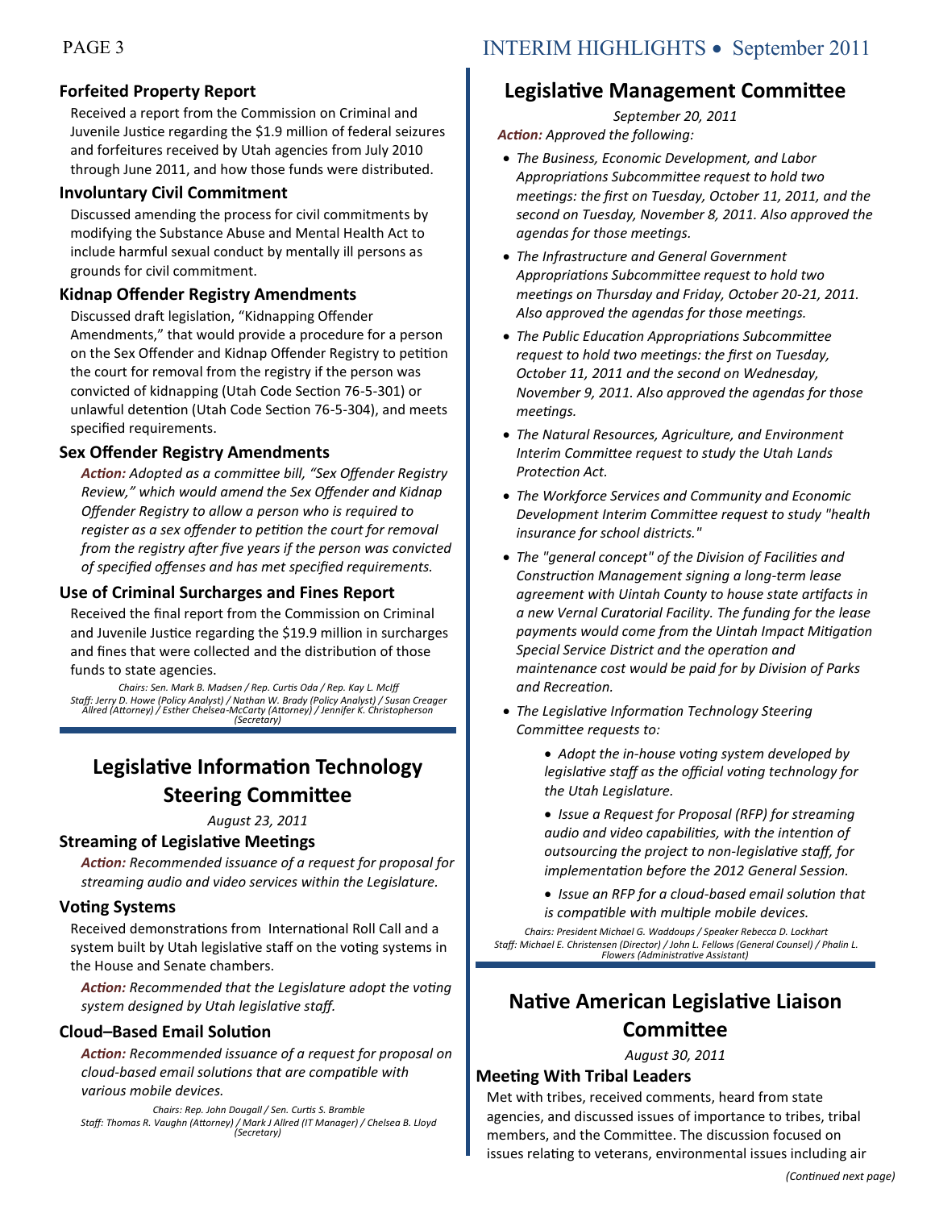### Forfeited Property Report

Received a report from the Commission on Criminal and Juvenile Justice regarding the $1.9 million of federal seizures and forfeitures received by Utah agencies from July 2010 through June 2011, and how those funds were distributed.

### Involuntary Civil Commitment

Discussed amending the process for civil commitments by modifying the Substance Abuse and Mental Health Act to include harmful sexual conduct by mentally ill persons as grounds for civil commitment.

### Kidnap Offender Registry Amendments

Discussed draft legislation, "Kidnapping Offender Amendments," that would provide a procedure for a person on the Sex Offender and Kidnap Offender Registry to petition the court for removal from the registry if the person was convicted of kidnapping (Utah Code Section 76-5-301) or unlawful detention (Utah Code Section 76-5-304), and meets specified requirements.

### Sex Offender Registry Amendments

***Action:*** *Adopted as a committee bill, "Sex Offender Registry Review," which would amend the Sex Offender and Kidnap Offender Registry to allow a person who is required to register as a sex offender to petition the court for removal from the registry after five years if the person was convicted of specified offenses and has met specified requirements.*

### Use of Criminal Surcharges and Fines Report

Received the final report from the Commission on Criminal and Juvenile Justice regarding the $19.9 million in surcharges and fines that were collected and the distribution of those funds to state agencies.

*Chairs: Sen. Mark B. Madsen / Rep. Curtis Oda / Rep. Kay L. McIff*
*Staff: Jerry D. Howe (Policy Analyst) / Nathan W. Brady (Policy Analyst) / Susan Creager Allred (Attorney) / Esther Chelsea-McCarty (Attorney) / Jennifer K. Christopherson (Secretary)*

## Legislative Information Technology Steering Committee

*August 23, 2011*

### Streaming of Legislative Meetings

***Action:*** *Recommended issuance of a request for proposal for streaming audio and video services within the Legislature.*

### Voting Systems

Received demonstrations from International Roll Call and a system built by Utah legislative staff on the voting systems in the House and Senate chambers.

***Action:*** *Recommended that the Legislature adopt the voting system designed by Utah legislative staff.*

### Cloud–Based Email Solution

***Action:*** *Recommended issuance of a request for proposal on cloud-based email solutions that are compatible with various mobile devices.*

*Chairs: Rep. John Dougall / Sen. Curtis S. Bramble*
*Staff: Thomas R. Vaughn (Attorney) / Mark J Allred (IT Manager) / Chelsea B. Lloyd (Secretary)*

## Legislative Management Committee

*September 20, 2011*

***Action:*** *Approved the following:*

- *The Business, Economic Development, and Labor Appropriations Subcommittee request to hold two meetings: the first on Tuesday, October 11, 2011, and the second on Tuesday, November 8, 2011. Also approved the agendas for those meetings.*
- *The Infrastructure and General Government Appropriations Subcommittee request to hold two meetings on Thursday and Friday, October 20-21, 2011. Also approved the agendas for those meetings.*
- *The Public Education Appropriations Subcommittee request to hold two meetings: the first on Tuesday, October 11, 2011 and the second on Wednesday, November 9, 2011. Also approved the agendas for those meetings.*
- *The Natural Resources, Agriculture, and Environment Interim Committee request to study the Utah Lands Protection Act.*
- *The Workforce Services and Community and Economic Development Interim Committee request to study "health insurance for school districts."*
- *The "general concept" of the Division of Facilities and Construction Management signing a long-term lease agreement with Uintah County to house state artifacts in a new Vernal Curatorial Facility. The funding for the lease payments would come from the Uintah Impact Mitigation Special Service District and the operation and maintenance cost would be paid for by Division of Parks and Recreation.*
- *The Legislative Information Technology Steering Committee requests to:*
  - *Adopt the in-house voting system developed by legislative staff as the official voting technology for the Utah Legislature.*
  - *Issue a Request for Proposal (RFP) for streaming audio and video capabilities, with the intention of outsourcing the project to non-legislative staff, for implementation before the 2012 General Session.*
  - *Issue an RFP for a cloud-based email solution that is compatible with multiple mobile devices.*

*Chairs: President Michael G. Waddoups / Speaker Rebecca D. Lockhart*
*Staff: Michael E. Christensen (Director) / John L. Fellows (General Counsel) / Phalin L. Flowers (Administrative Assistant)*

## Native American Legislative Liaison Committee

*August 30, 2011*

### Meeting With Tribal Leaders

Met with tribes, received comments, heard from state agencies, and discussed issues of importance to tribes, tribal members, and the Committee. The discussion focused on issues relating to veterans, environmental issues including air

*(Continued next page)*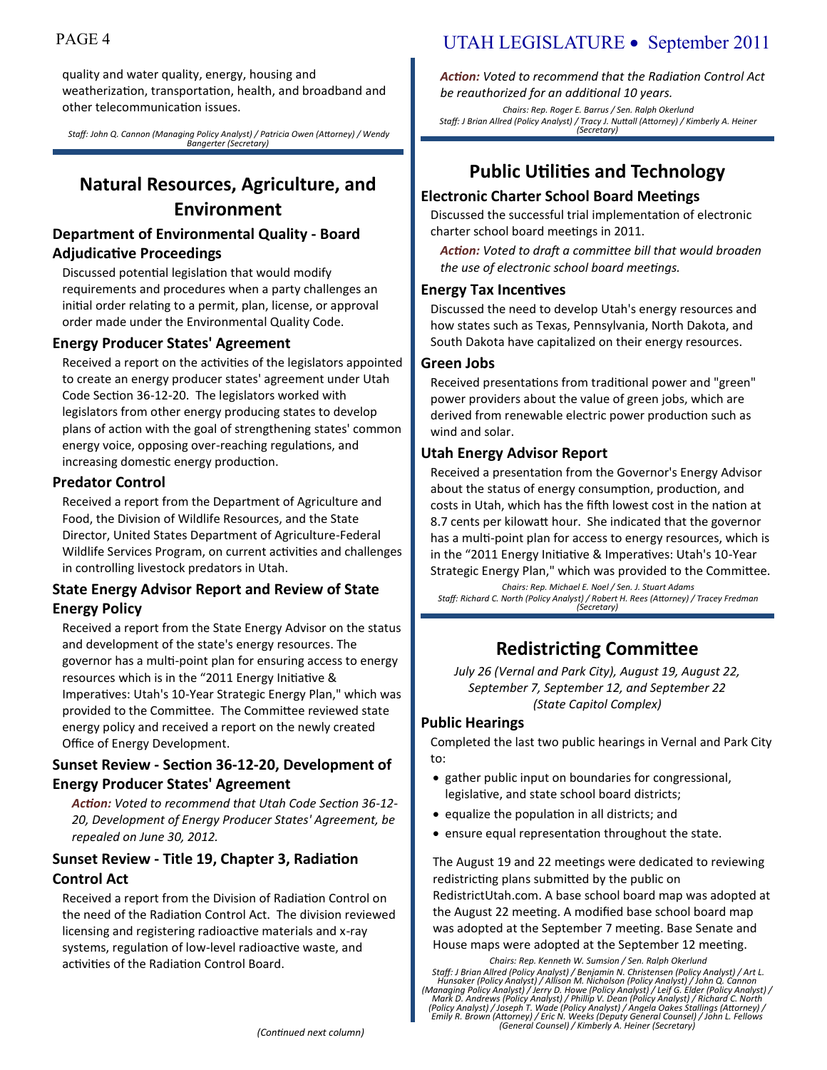quality and water quality, energy, housing and weatherization, transportation, health, and broadband and other telecommunication issues.

*Staff: John Q. Cannon (Managing Policy Analyst) / Patricia Owen (Attorney) / Wendy Bangerter (Secretary)*

## Natural Resources, Agriculture, and Environment

### Department of Environmental Quality - Board Adjudicative Proceedings

Discussed potential legislation that would modify requirements and procedures when a party challenges an initial order relating to a permit, plan, license, or approval order made under the Environmental Quality Code.

### Energy Producer States' Agreement

Received a report on the activities of the legislators appointed to create an energy producer states' agreement under Utah Code Section 36-12-20. The legislators worked with legislators from other energy producing states to develop plans of action with the goal of strengthening states' common energy voice, opposing over-reaching regulations, and increasing domestic energy production.

### Predator Control

Received a report from the Department of Agriculture and Food, the Division of Wildlife Resources, and the State Director, United States Department of Agriculture-Federal Wildlife Services Program, on current activities and challenges in controlling livestock predators in Utah.

### State Energy Advisor Report and Review of State Energy Policy

Received a report from the State Energy Advisor on the status and development of the state's energy resources. The governor has a multi-point plan for ensuring access to energy resources which is in the "2011 Energy Initiative & Imperatives: Utah's 10-Year Strategic Energy Plan," which was provided to the Committee. The Committee reviewed state energy policy and received a report on the newly created Office of Energy Development.

### Sunset Review - Section 36-12-20, Development of Energy Producer States' Agreement

***Action:*** *Voted to recommend that Utah Code Section 36-12-20, Development of Energy Producer States' Agreement, be repealed on June 30, 2012.*

### Sunset Review - Title 19, Chapter 3, Radiation Control Act

Received a report from the Division of Radiation Control on the need of the Radiation Control Act. The division reviewed licensing and registering radioactive materials and x-ray systems, regulation of low-level radioactive waste, and activities of the Radiation Control Board.

*(Continued next column)*

***Action:*** *Voted to recommend that the Radiation Control Act be reauthorized for an additional 10 years.*

*Chairs: Rep. Roger E. Barrus / Sen. Ralph Okerlund*
*Staff: J Brian Allred (Policy Analyst) / Tracy J. Nuttall (Attorney) / Kimberly A. Heiner (Secretary)*

## Public Utilities and Technology

### Electronic Charter School Board Meetings

Discussed the successful trial implementation of electronic charter school board meetings in 2011.

***Action:*** *Voted to draft a committee bill that would broaden the use of electronic school board meetings.*

### Energy Tax Incentives

Discussed the need to develop Utah's energy resources and how states such as Texas, Pennsylvania, North Dakota, and South Dakota have capitalized on their energy resources.

### Green Jobs

Received presentations from traditional power and "green" power providers about the value of green jobs, which are derived from renewable electric power production such as wind and solar.

### Utah Energy Advisor Report

Received a presentation from the Governor's Energy Advisor about the status of energy consumption, production, and costs in Utah, which has the fifth lowest cost in the nation at 8.7 cents per kilowatt hour. She indicated that the governor has a multi-point plan for access to energy resources, which is in the "2011 Energy Initiative & Imperatives: Utah's 10-Year Strategic Energy Plan," which was provided to the Committee.

*Chairs: Rep. Michael E. Noel / Sen. J. Stuart Adams*
*Staff: Richard C. North (Policy Analyst) / Robert H. Rees (Attorney) / Tracey Fredman (Secretary)*

## Redistricting Committee

*July 26 (Vernal and Park City), August 19, August 22, September 7, September 12, and September 22 (State Capitol Complex)*

### Public Hearings

Completed the last two public hearings in Vernal and Park City to:

- gather public input on boundaries for congressional, legislative, and state school board districts;
- equalize the population in all districts; and
- ensure equal representation throughout the state.

The August 19 and 22 meetings were dedicated to reviewing redistricting plans submitted by the public on RedistrictUtah.com. A base school board map was adopted at the August 22 meeting. A modified base school board map was adopted at the September 7 meeting. Base Senate and House maps were adopted at the September 12 meeting.

*Chairs: Rep. Kenneth W. Sumsion / Sen. Ralph Okerlund*
*Staff: J Brian Allred (Policy Analyst) / Benjamin N. Christensen (Policy Analyst) / Art L. Hunsaker (Policy Analyst) / Allison M. Nicholson (Policy Analyst) / John Q. Cannon (Managing Policy Analyst) / Jerry D. Howe (Policy Analyst) / Leif G. Elder (Policy Analyst) / Mark D. Andrews (Policy Analyst) / Phillip V. Dean (Policy Analyst) / Richard C. North (Policy Analyst) / Joseph T. Wade (Policy Analyst) / Angela Oakes Stallings (Attorney) / Emily R. Brown (Attorney) / Eric N. Weeks (Deputy General Counsel) / John L. Fellows (General Counsel) / Kimberly A. Heiner (Secretary)*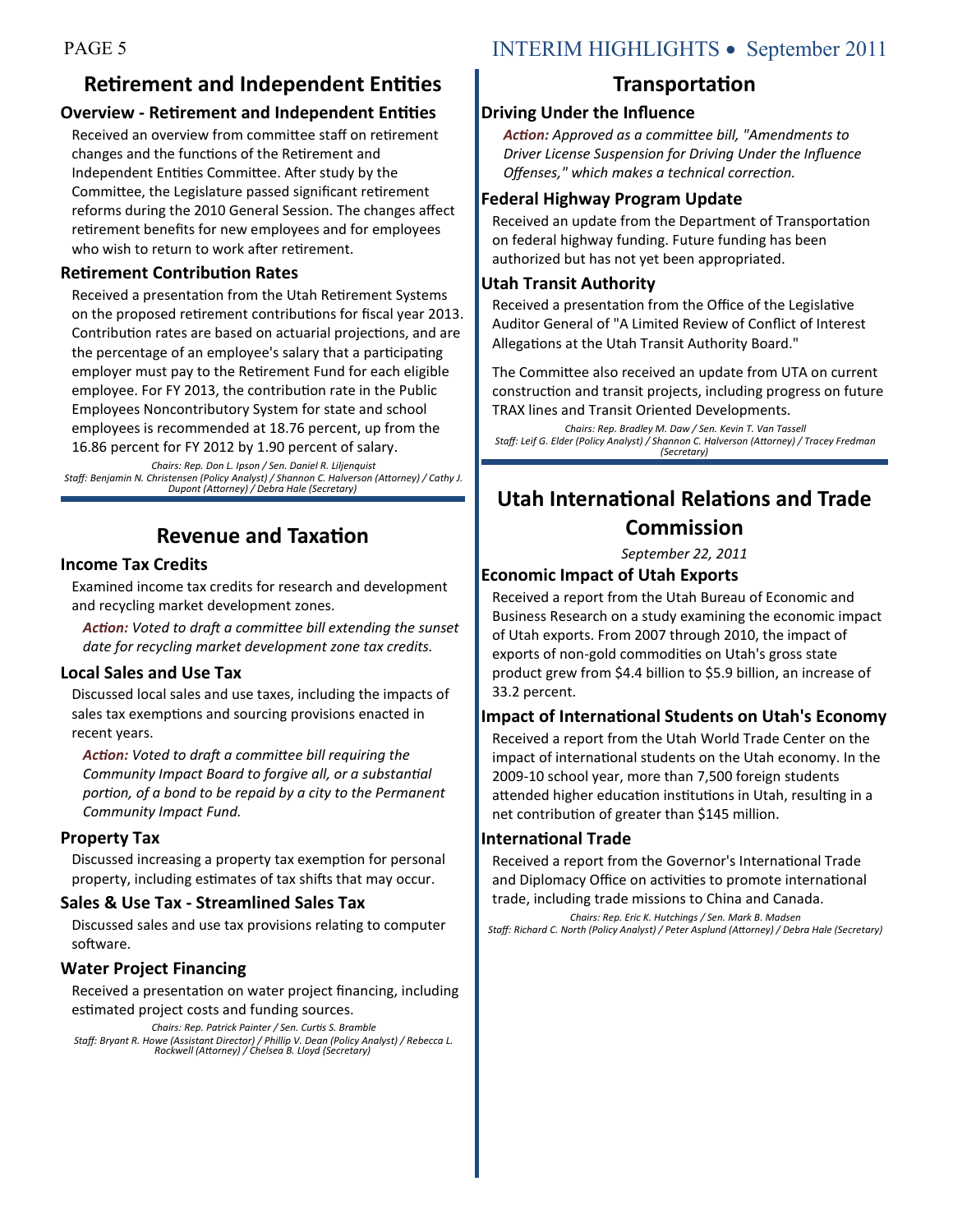## Retirement and Independent Entities

### Overview - Retirement and Independent Entities

Received an overview from committee staff on retirement changes and the functions of the Retirement and Independent Entities Committee. After study by the Committee, the Legislature passed significant retirement reforms during the 2010 General Session. The changes affect retirement benefits for new employees and for employees who wish to return to work after retirement.

### Retirement Contribution Rates

Received a presentation from the Utah Retirement Systems on the proposed retirement contributions for fiscal year 2013. Contribution rates are based on actuarial projections, and are the percentage of an employee's salary that a participating employer must pay to the Retirement Fund for each eligible employee. For FY 2013, the contribution rate in the Public Employees Noncontributory System for state and school employees is recommended at 18.76 percent, up from the 16.86 percent for FY 2012 by 1.90 percent of salary.

*Chairs: Rep. Don L. Ipson / Sen. Daniel R. Liljenquist*
*Staff: Benjamin N. Christensen (Policy Analyst) / Shannon C. Halverson (Attorney) / Cathy J. Dupont (Attorney) / Debra Hale (Secretary)*

## Revenue and Taxation

### Income Tax Credits

Examined income tax credits for research and development and recycling market development zones.

***Action:*** *Voted to draft a committee bill extending the sunset date for recycling market development zone tax credits.*

### Local Sales and Use Tax

Discussed local sales and use taxes, including the impacts of sales tax exemptions and sourcing provisions enacted in recent years.

***Action:*** *Voted to draft a committee bill requiring the Community Impact Board to forgive all, or a substantial portion, of a bond to be repaid by a city to the Permanent Community Impact Fund.*

### Property Tax

Discussed increasing a property tax exemption for personal property, including estimates of tax shifts that may occur.

### Sales & Use Tax - Streamlined Sales Tax

Discussed sales and use tax provisions relating to computer software.

### Water Project Financing

Received a presentation on water project financing, including estimated project costs and funding sources.

*Chairs: Rep. Patrick Painter / Sen. Curtis S. Bramble*
*Staff: Bryant R. Howe (Assistant Director) / Phillip V. Dean (Policy Analyst) / Rebecca L. Rockwell (Attorney) / Chelsea B. Lloyd (Secretary)*

## Transportation

### Driving Under the Influence

***Action:*** *Approved as a committee bill, "Amendments to Driver License Suspension for Driving Under the Influence Offenses," which makes a technical correction.*

### Federal Highway Program Update

Received an update from the Department of Transportation on federal highway funding. Future funding has been authorized but has not yet been appropriated.

### Utah Transit Authority

Received a presentation from the Office of the Legislative Auditor General of "A Limited Review of Conflict of Interest Allegations at the Utah Transit Authority Board."

The Committee also received an update from UTA on current construction and transit projects, including progress on future TRAX lines and Transit Oriented Developments.

*Chairs: Rep. Bradley M. Daw / Sen. Kevin T. Van Tassell*
*Staff: Leif G. Elder (Policy Analyst) / Shannon C. Halverson (Attorney) / Tracey Fredman (Secretary)*

## Utah International Relations and Trade Commission

*September 22, 2011*

### Economic Impact of Utah Exports

Received a report from the Utah Bureau of Economic and Business Research on a study examining the economic impact of Utah exports. From 2007 through 2010, the impact of exports of non-gold commodities on Utah's gross state product grew from $4.4 billion to $5.9 billion, an increase of 33.2 percent.

### Impact of International Students on Utah's Economy

Received a report from the Utah World Trade Center on the impact of international students on the Utah economy. In the 2009-10 school year, more than 7,500 foreign students attended higher education institutions in Utah, resulting in a net contribution of greater than $145 million.

### International Trade

Received a report from the Governor's International Trade and Diplomacy Office on activities to promote international trade, including trade missions to China and Canada.

*Chairs: Rep. Eric K. Hutchings / Sen. Mark B. Madsen*
*Staff: Richard C. North (Policy Analyst) / Peter Asplund (Attorney) / Debra Hale (Secretary)*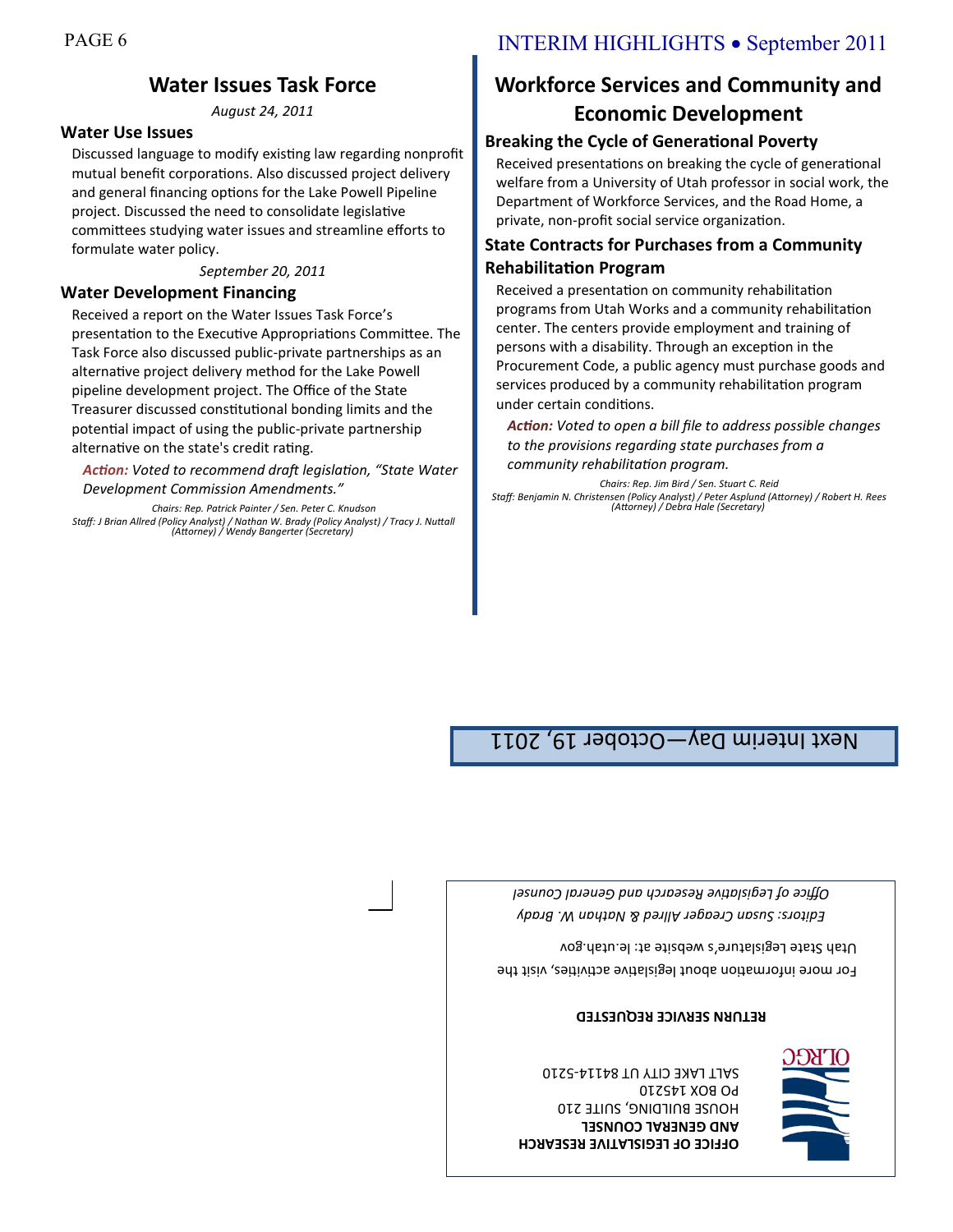## Water Issues Task Force

*August 24, 2011*

### Water Use Issues

Discussed language to modify existing law regarding nonprofit mutual benefit corporations. Also discussed project delivery and general financing options for the Lake Powell Pipeline project. Discussed the need to consolidate legislative committees studying water issues and streamline efforts to formulate water policy.

*September 20, 2011*

### Water Development Financing

Received a report on the Water Issues Task Force's presentation to the Executive Appropriations Committee. The Task Force also discussed public-private partnerships as an alternative project delivery method for the Lake Powell pipeline development project. The Office of the State Treasurer discussed constitutional bonding limits and the potential impact of using the public-private partnership alternative on the state's credit rating.

***Action:*** *Voted to recommend draft legislation, "State Water Development Commission Amendments."*

*Chairs: Rep. Patrick Painter / Sen. Peter C. Knudson*
*Staff: J Brian Allred (Policy Analyst) / Nathan W. Brady (Policy Analyst) / Tracy J. Nuttall (Attorney) / Wendy Bangerter (Secretary)*

## Workforce Services and Community and Economic Development

### Breaking the Cycle of Generational Poverty

Received presentations on breaking the cycle of generational welfare from a University of Utah professor in social work, the Department of Workforce Services, and the Road Home, a private, non-profit social service organization.

### State Contracts for Purchases from a Community Rehabilitation Program

Received a presentation on community rehabilitation programs from Utah Works and a community rehabilitation center. The centers provide employment and training of persons with a disability. Through an exception in the Procurement Code, a public agency must purchase goods and services produced by a community rehabilitation program under certain conditions.

***Action:*** *Voted to open a bill file to address possible changes to the provisions regarding state purchases from a community rehabilitation program.*

*Chairs: Rep. Jim Bird / Sen. Stuart C. Reid*
*Staff: Benjamin N. Christensen (Policy Analyst) / Peter Asplund (Attorney) / Robert H. Rees (Attorney) / Debra Hale (Secretary)*

**Next Interim Day—October 19, 2011**

OLRGC

**OFFICE OF LEGISLATIVE RESEARCH AND GENERAL COUNSEL**
HOUSE BUILDING, SUITE 210
PO BOX 145210
SALT LAKE CITY UT 84114-5210

**RETURN SERVICE REQUESTED**

For more information about legislative activities, visit the Utah State Legislature's website at: le.utah.gov

*Editors: Susan Creager Allred & Nathan W. Brady*

*Office of Legislative Research and General Counsel*